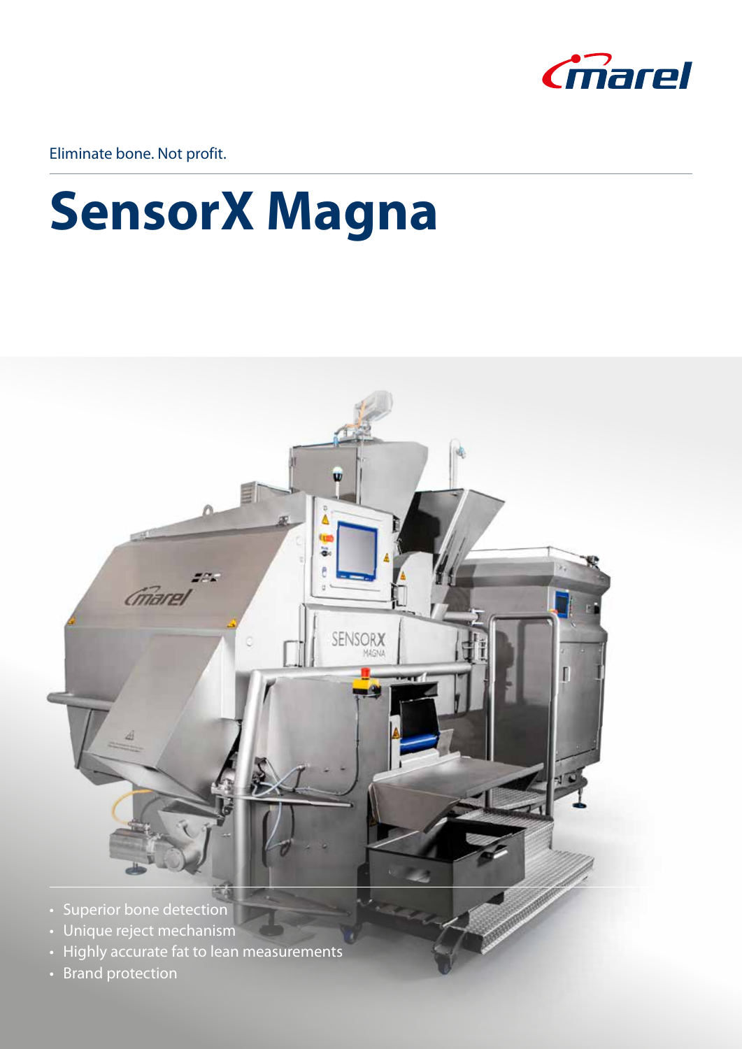Eliminate bone. Not profit.

# SensorX Magna

- Superior bone detection
- Unique reject mechanism
- Highly accurate fat to lean measurements
- Brand protection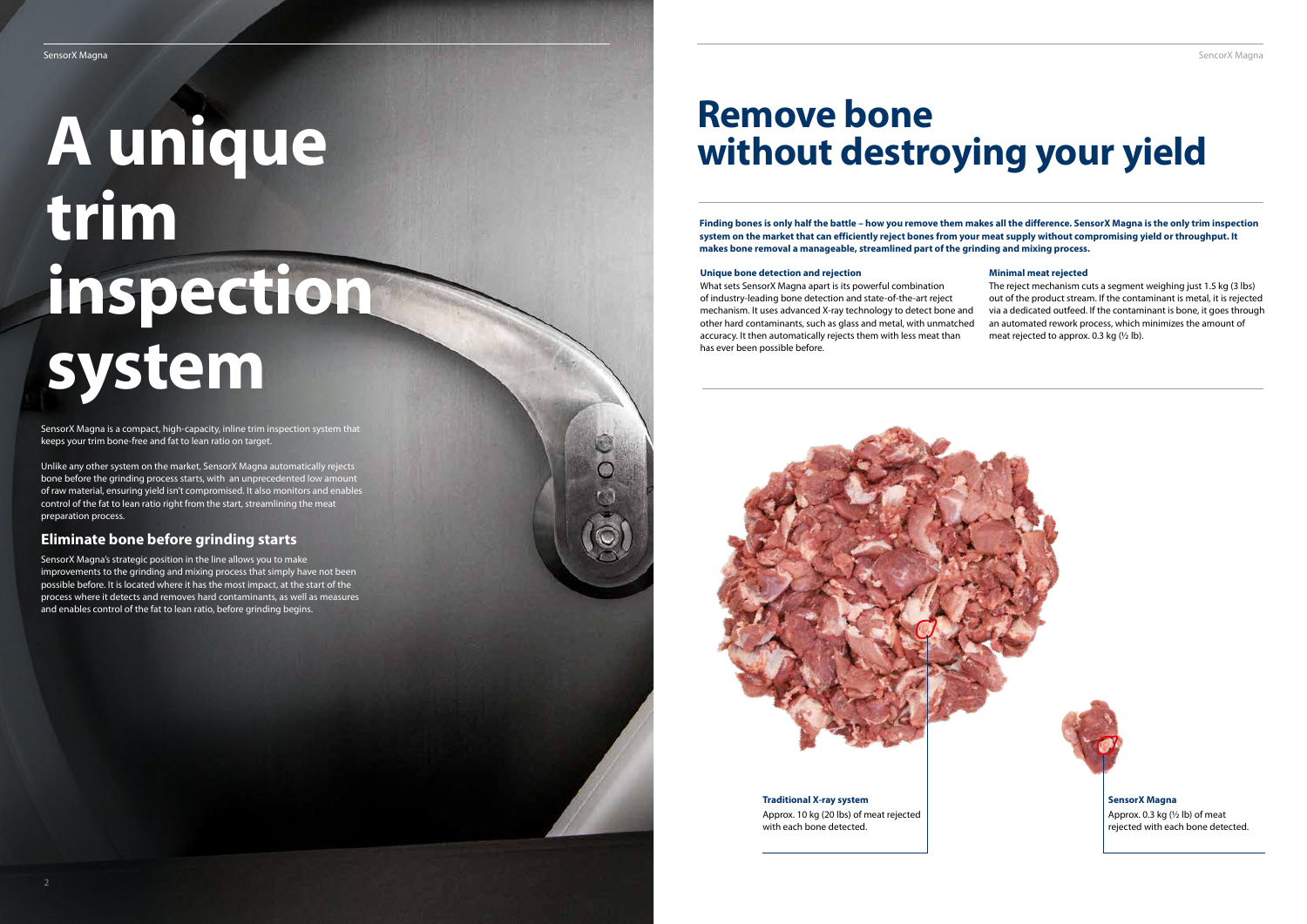# A unique trim inspection system

SensorX Magna is a compact, high-capacity, inline trim inspection system that keeps your trim bone-free and fat to lean ratio on target.

Unlike any other system on the market, SensorX Magna automatically rejects bone before the grinding process starts, with  an unprecedented low amount of raw material, ensuring yield isn't compromised. It also monitors and enables control of the fat to lean ratio right from the start, streamlining the meat preparation process.

## Eliminate bone before grinding starts

SensorX Magna's strategic position in the line allows you to make improvements to the grinding and mixing process that simply have not been possible before. It is located where it has the most impact, at the start of the process where it detects and removes hard contaminants, as well as measures and enables control of the fat to lean ratio, before grinding begins.

# Remove bone without destroying your yield

**Finding bones is only half the battle – how you remove them makes all the difference. SensorX Magna is the only trim inspection system on the market that can efficiently reject bones from your meat supply without compromising yield or throughput. It makes bone removal a manageable, streamlined part of the grinding and mixing process.**

### Unique bone detection and rejection

What sets SensorX Magna apart is its powerful combination of industry-leading bone detection and state-of-the-art reject mechanism. It uses advanced X-ray technology to detect bone and other hard contaminants, such as glass and metal, with unmatched accuracy. It then automatically rejects them with less meat than has ever been possible before.

### Minimal meat rejected

The reject mechanism cuts a segment weighing just 1.5 kg (3 lbs) out of the product stream. If the contaminant is metal, it is rejected via a dedicated outfeed. If the contaminant is bone, it goes through an automated rework process, which minimizes the amount of meat rejected to approx. 0.3 kg (½ lb).

**Traditional X-ray system**
Approx. 10 kg (20 lbs) of meat rejected with each bone detected.

**SensorX Magna**
Approx. 0.3 kg (½ lb) of meat rejected with each bone detected.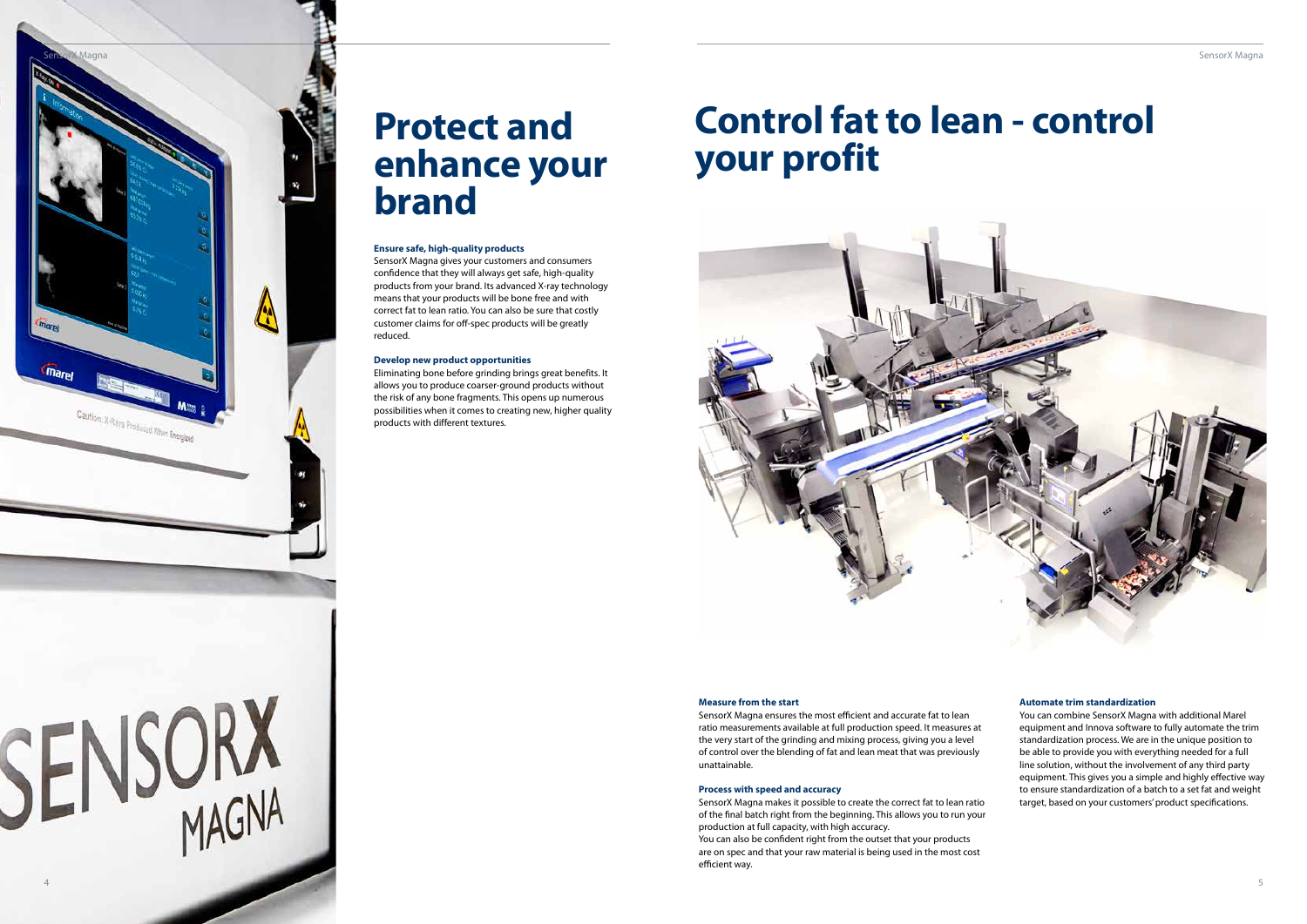# Protect and enhance your brand

**Ensure safe, high-quality products**

SensorX Magna gives your customers and consumers confidence that they will always get safe, high-quality products from your brand. Its advanced X-ray technology means that your products will be bone free and with correct fat to lean ratio. You can also be sure that costly customer claims for off-spec products will be greatly reduced.

**Develop new product opportunities**

Eliminating bone before grinding brings great benefits. It allows you to produce coarser-ground products without the risk of any bone fragments. This opens up numerous possibilities when it comes to creating new, higher quality products with different textures.

# Control fat to lean - control your profit

**Measure from the start**

SensorX Magna ensures the most efficient and accurate fat to lean ratio measurements available at full production speed. It measures at the very start of the grinding and mixing process, giving you a level of control over the blending of fat and lean meat that was previously unattainable.

**Process with speed and accuracy**

SensorX Magna makes it possible to create the correct fat to lean ratio of the final batch right from the beginning. This allows you to run your production at full capacity, with high accuracy.
You can also be confident right from the outset that your products are on spec and that your raw material is being used in the most cost efficient way.

**Automate trim standardization**

You can combine SensorX Magna with additional Marel equipment and Innova software to fully automate the trim standardization process. We are in the unique position to be able to provide you with everything needed for a full line solution, without the involvement of any third party equipment. This gives you a simple and highly effective way to ensure standardization of a batch to a set fat and weight target, based on your customers' product specifications.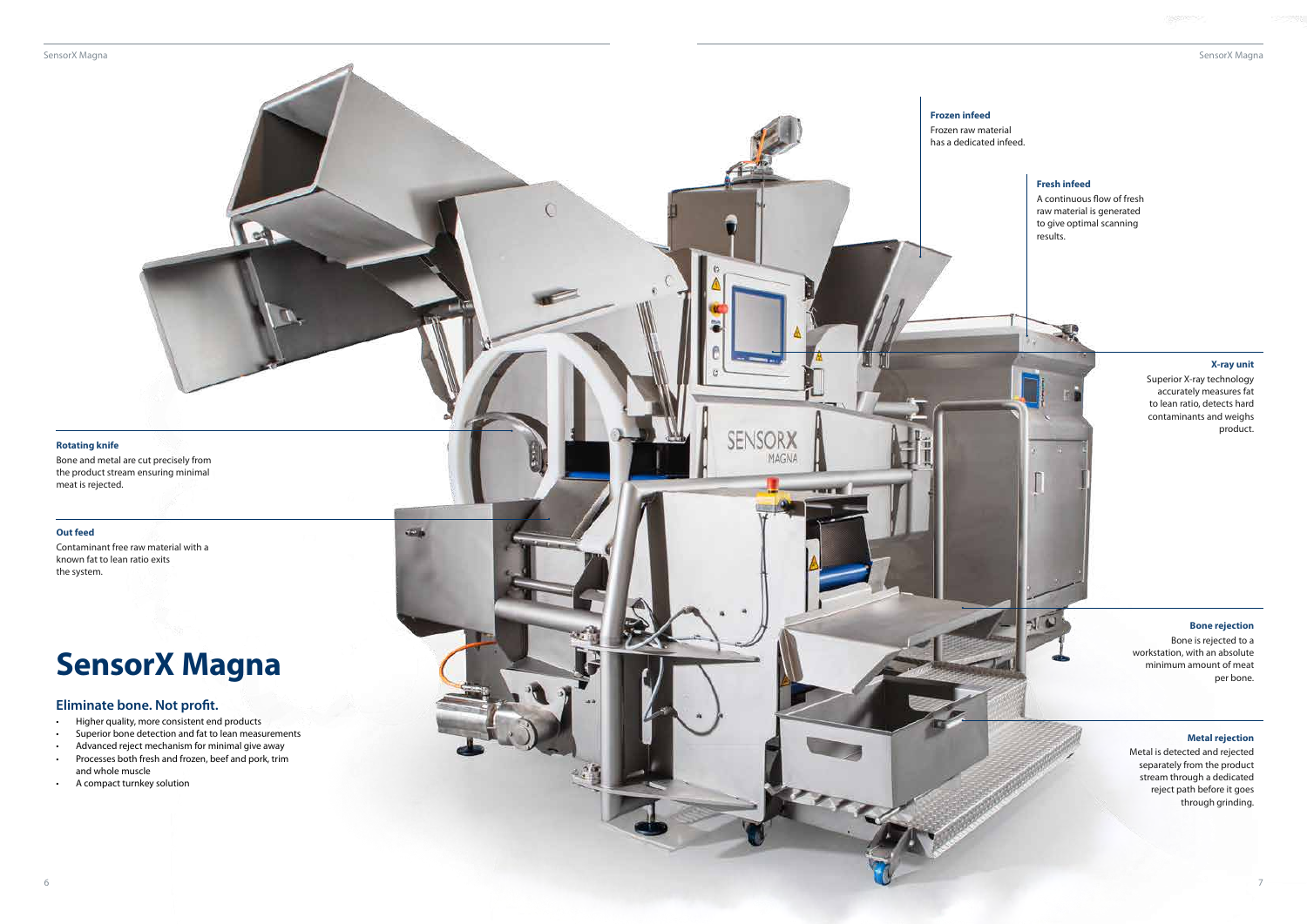# SensorX Magna

## Eliminate bone. Not profit.

- Higher quality, more consistent end products
- Superior bone detection and fat to lean measurements
- Advanced reject mechanism for minimal give away
- Processes both fresh and frozen, beef and pork, trim and whole muscle
- A compact turnkey solution

**Rotating knife**

Bone and metal are cut precisely from the product stream ensuring minimal meat is rejected.

**Out feed**

Contaminant free raw material with a known fat to lean ratio exits the system.

**Frozen infeed**

Frozen raw material has a dedicated infeed.

**Fresh infeed**

A continuous flow of fresh raw material is generated to give optimal scanning results.

**X-ray unit**

Superior X-ray technology accurately measures fat to lean ratio, detects hard contaminants and weighs product.

**Bone rejection**

Bone is rejected to a workstation, with an absolute minimum amount of meat per bone.

**Metal rejection**

Metal is detected and rejected separately from the product stream through a dedicated reject path before it goes through grinding.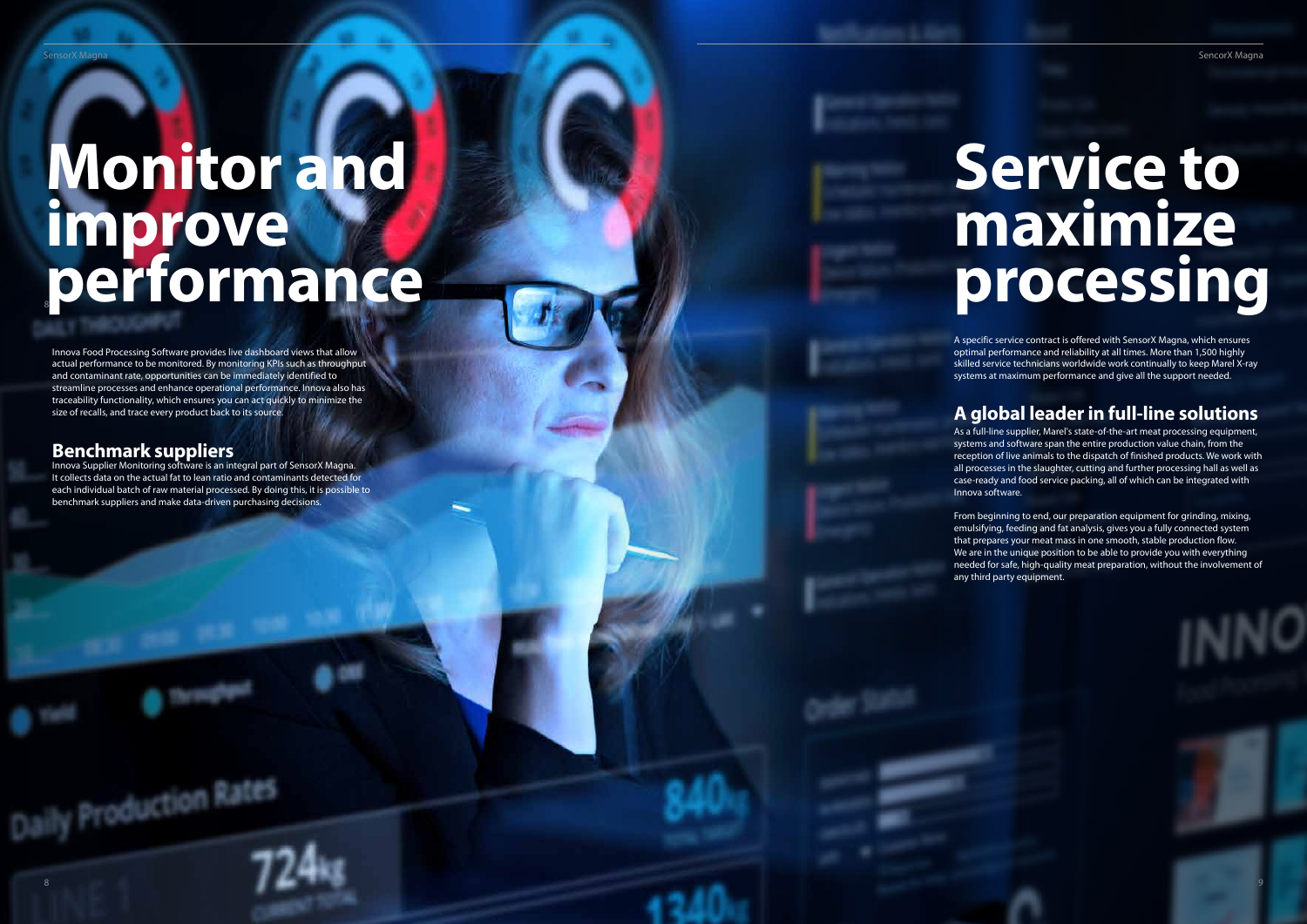# Monitor and improve performance

Innova Food Processing Software provides live dashboard views that allow actual performance to be monitored. By monitoring KPIs such as throughput and contaminant rate, opportunities can be immediately identified to streamline processes and enhance operational performance. Innova also has traceability functionality, which ensures you can act quickly to minimize the size of recalls, and trace every product back to its source.

## Benchmark suppliers

Innova Supplier Monitoring software is an integral part of SensorX Magna. It collects data on the actual fat to lean ratio and contaminants detected for each individual batch of raw material processed. By doing this, it is possible to benchmark suppliers and make data-driven purchasing decisions.

# Service to maximize processing

A specific service contract is offered with SensorX Magna, which ensures optimal performance and reliability at all times. More than 1,500 highly skilled service technicians worldwide work continually to keep Marel X-ray systems at maximum performance and give all the support needed.

## A global leader in full-line solutions

As a full-line supplier, Marel's state-of-the-art meat processing equipment, systems and software span the entire production value chain, from the reception of live animals to the dispatch of finished products. We work with all processes in the slaughter, cutting and further processing hall as well as case-ready and food service packing, all of which can be integrated with Innova software.

From beginning to end, our preparation equipment for grinding, mixing, emulsifying, feeding and fat analysis, gives you a fully connected system that prepares your meat mass in one smooth, stable production flow. We are in the unique position to be able to provide you with everything needed for safe, high-quality meat preparation, without the involvement of any third party equipment.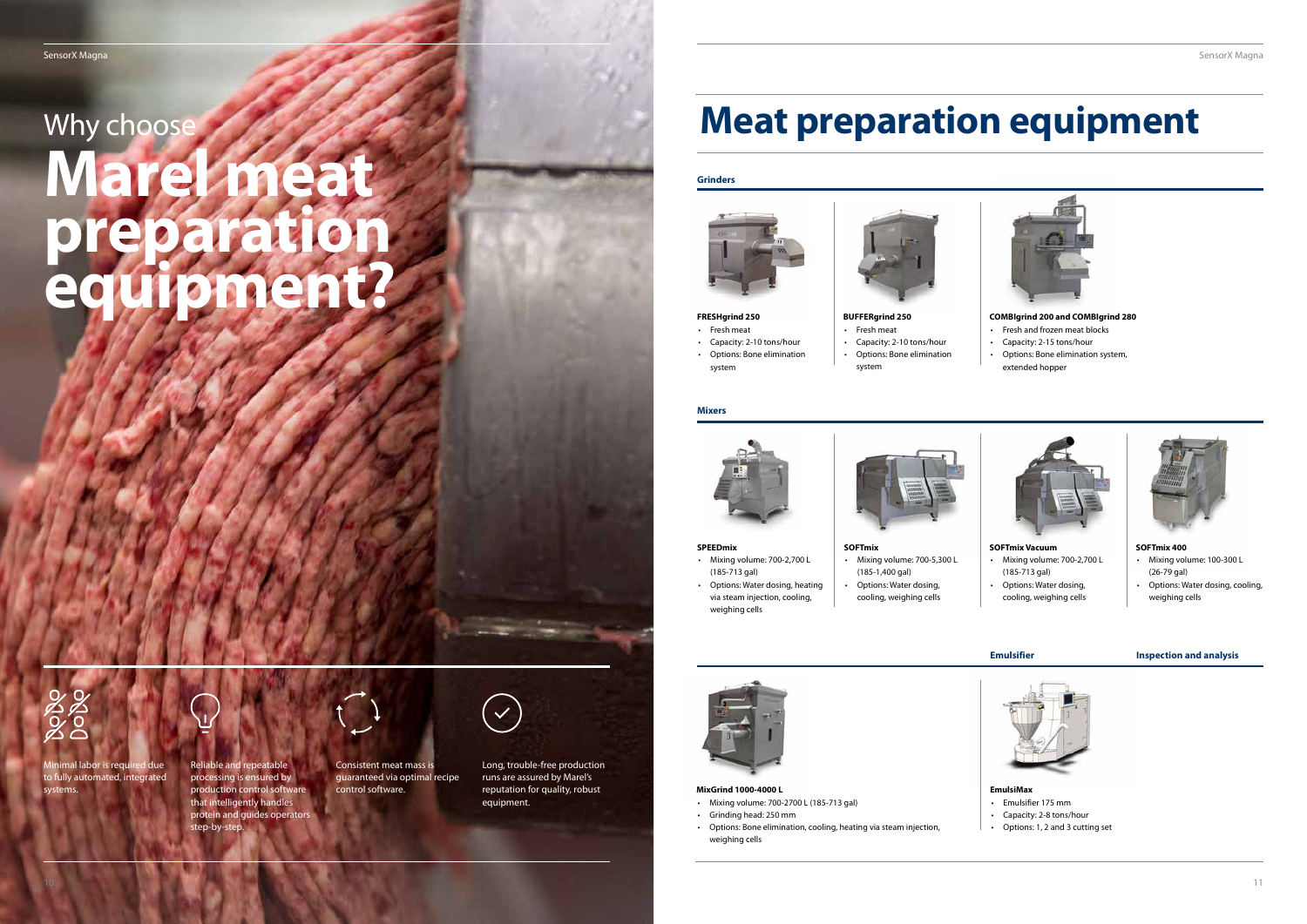Why choose

# Marel meat preparation equipment?

Minimal labor is required due to fully automated, integrated systems.

Reliable and repeatable processing is ensured by production control software that intelligently handles protein and guides operators step-by-step.

Consistent meat mass is guaranteed via optimal recipe control software.

Long, trouble-free production runs are assured by Marel's reputation for quality, robust equipment.

# Meat preparation equipment

## Grinders

**FRESHgrind 250**

- Fresh meat
- Capacity: 2-10 tons/hour
- Options: Bone elimination system

**BUFFERgrind 250**

- Fresh meat
- Capacity: 2-10 tons/hour
- Options: Bone elimination system

**COMBIgrind 200 and COMBIgrind 280**

- Fresh and frozen meat blocks
- Capacity: 2-15 tons/hour
- Options: Bone elimination system, extended hopper

## Mixers

**SPEEDmix**

- Mixing volume: 700-2,700 L (185-713 gal)
- Options: Water dosing, heating via steam injection, cooling, weighing cells

**SOFTmix**

- Mixing volume: 700-5,300 L (185-1,400 gal)
- Options: Water dosing, cooling, weighing cells

**SOFTmix Vacuum**

- Mixing volume: 700-2,700 L (185-713 gal)
- Options: Water dosing, cooling, weighing cells

**SOFTmix 400**

- Mixing volume: 100-300 L (26-79 gal)
- Options: Water dosing, cooling, weighing cells

**MixGrind 1000-4000 L**

- Mixing volume: 700-2700 L (185-713 gal)
- Grinding head: 250 mm
- Options: Bone elimination, cooling, heating via steam injection, weighing cells

## Emulsifier

**EmulsiMax**

- Emulsifier 175 mm
- Capacity: 2-8 tons/hour
- Options: 1, 2 and 3 cutting set

## Inspection and analysis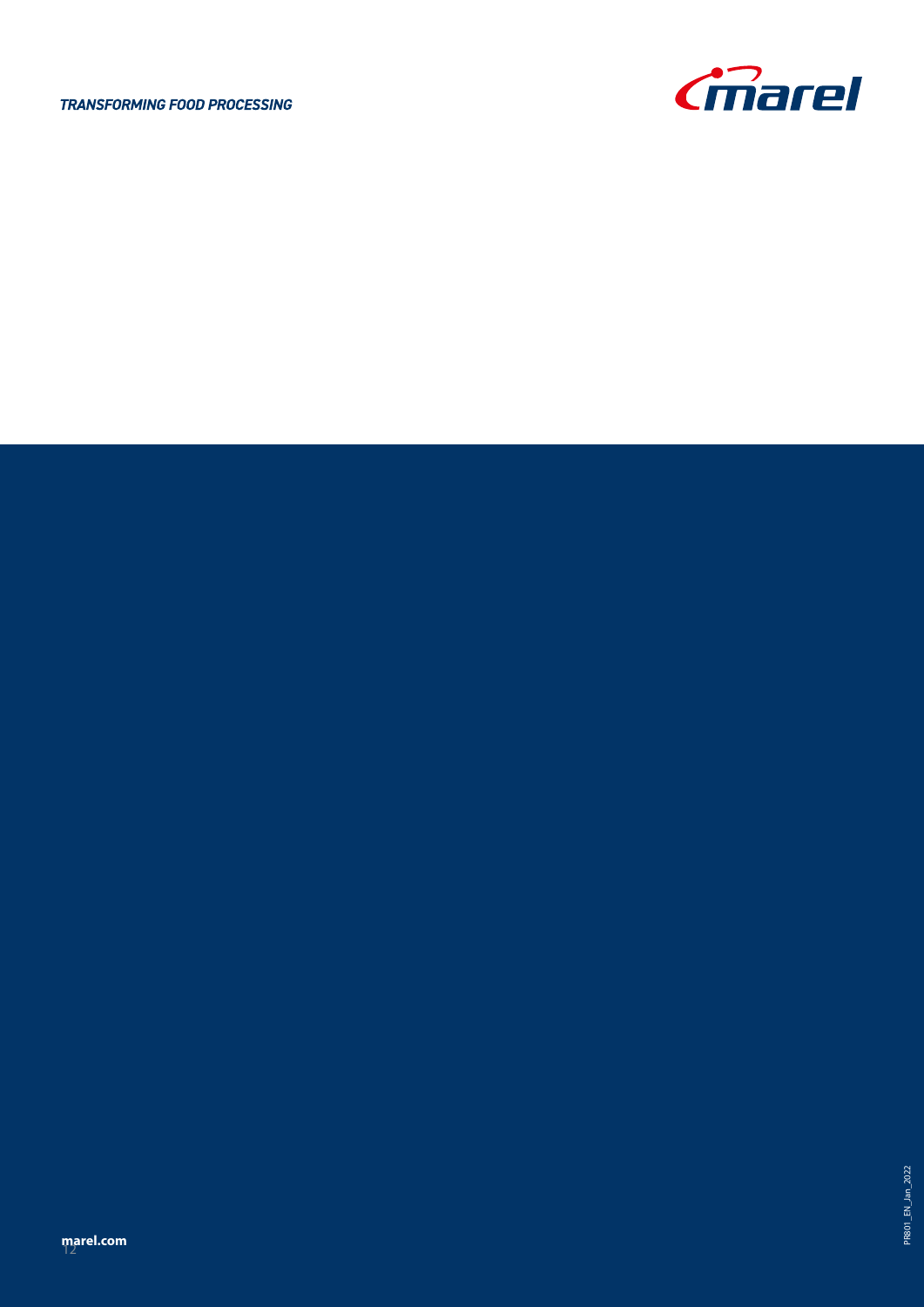*TRANSFORMING FOOD PROCESSING*

marel

marel.com

PR801_EN_Jan_2022